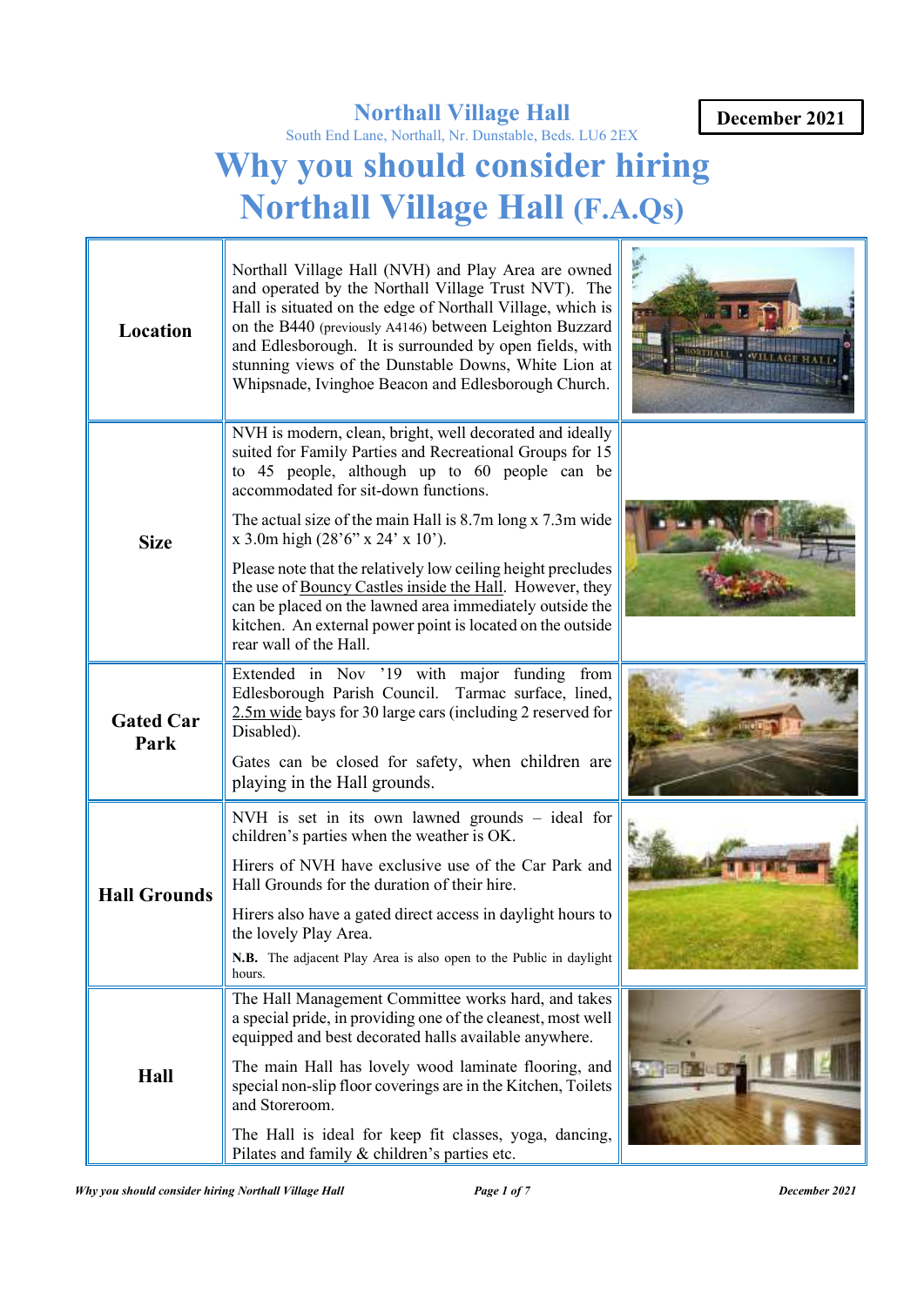# Northall Village Hall

South End Lane, Northall, Nr. Dunstable, Beds. LU6 2EX

**December 2021**

# Why you should consider hiring Northall Village Hall (F.A.Qs)

| | |
|---|---|
| **Location** | Northall Village Hall (NVH) and Play Area are owned and operated by the Northall Village Trust NVT). The Hall is situated on the edge of Northall Village, which is on the B440 (previously A4146) between Leighton Buzzard and Edlesborough. It is surrounded by open fields, with stunning views of the Dunstable Downs, White Lion at Whipsnade, Ivinghoe Beacon and Edlesborough Church. |
| **Size** | NVH is modern, clean, bright, well decorated and ideally suited for Family Parties and Recreational Groups for 15 to 45 people, although up to 60 people can be accommodated for sit-down functions.<br><br>The actual size of the main Hall is 8.7m long x 7.3m wide x 3.0m high (28'6" x 24' x 10').<br><br>Please note that the relatively low ceiling height precludes the use of Bouncy Castles inside the Hall. However, they can be placed on the lawned area immediately outside the kitchen. An external power point is located on the outside rear wall of the Hall. |
| **Gated Car Park** | Extended in Nov '19 with major funding from Edlesborough Parish Council. Tarmac surface, lined, 2.5m wide bays for 30 large cars (including 2 reserved for Disabled).<br><br>Gates can be closed for safety, when children are playing in the Hall grounds. |
| **Hall Grounds** | NVH is set in its own lawned grounds – ideal for children's parties when the weather is OK.<br><br>Hirers of NVH have exclusive use of the Car Park and Hall Grounds for the duration of their hire.<br><br>Hirers also have a gated direct access in daylight hours to the lovely Play Area.<br><br>**N.B.** The adjacent Play Area is also open to the Public in daylight hours. |
| **Hall** | The Hall Management Committee works hard, and takes a special pride, in providing one of the cleanest, most well equipped and best decorated halls available anywhere.<br><br>The main Hall has lovely wood laminate flooring, and special non-slip floor coverings are in the Kitchen, Toilets and Storeroom.<br><br>The Hall is ideal for keep fit classes, yoga, dancing, Pilates and family & children's parties etc. |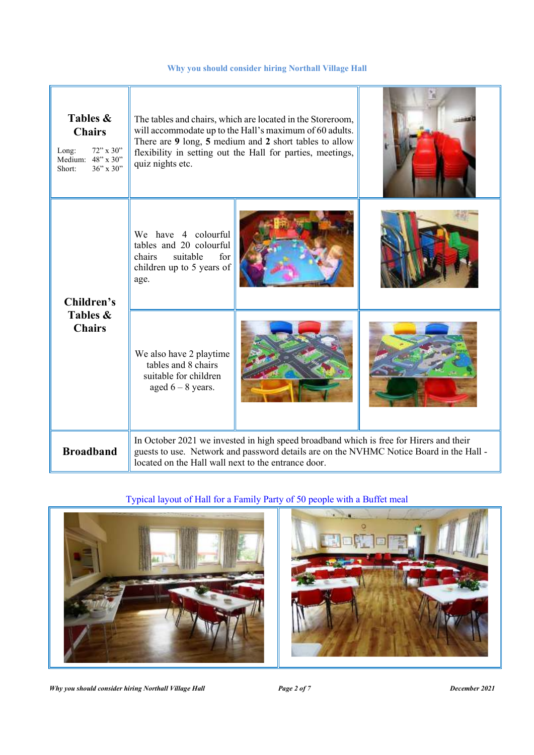## Why you should consider hiring Northall Village Hall

| | | |
|---|---|---|
| **Tables & Chairs**<br>Long: 72" x 30"<br>Medium: 48" x 30"<br>Short: 36" x 30" | The tables and chairs, which are located in the Storeroom, will accommodate up to the Hall's maximum of 60 adults. There are **9** long, **5** medium and **2** short tables to allow flexibility in setting out the Hall for parties, meetings, quiz nights etc. | |
| **Children's Tables & Chairs** | We have 4 colourful tables and 20 colourful chairs suitable for children up to 5 years of age. | |
| | We also have 2 playtime tables and 8 chairs suitable for children aged 6 – 8 years. | |
| **Broadband** | In October 2021 we invested in high speed broadband which is free for Hirers and their guests to use. Network and password details are on the NVHMC Notice Board in the Hall - located on the Hall wall next to the entrance door. | |

Typical layout of Hall for a Family Party of 50 people with a Buffet meal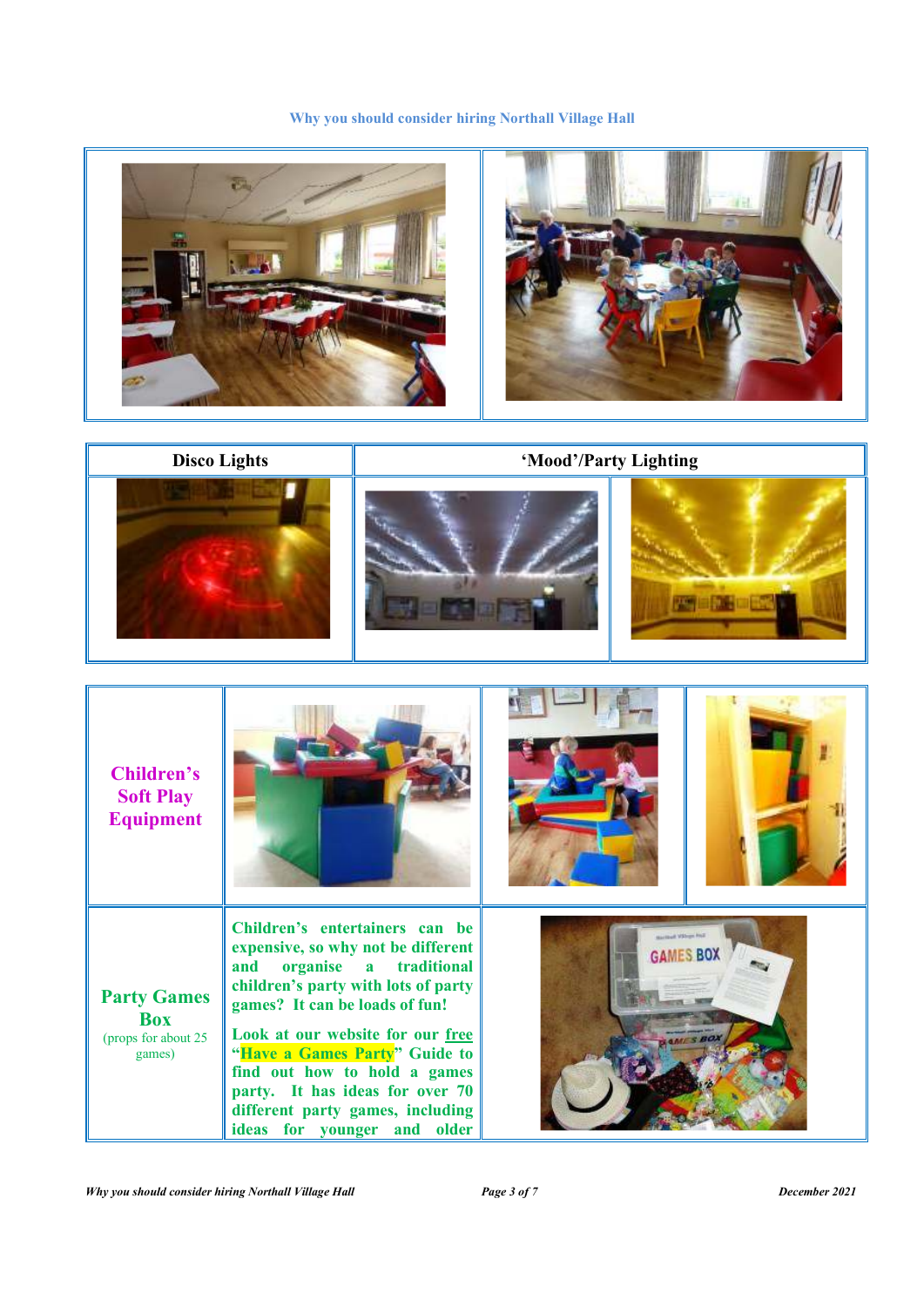Disco Lights

'Mood'/Party Lighting

**Children's Soft Play Equipment**

**Party Games Box**

(props for about 25 games)

**Children's entertainers can be expensive, so why not be different and organise a traditional children's party with lots of party games? It can be loads of fun!**

**Look at our website for our free "Have a Games Party" Guide to find out how to hold a games party. It has ideas for over 70 different party games, including ideas for younger and older**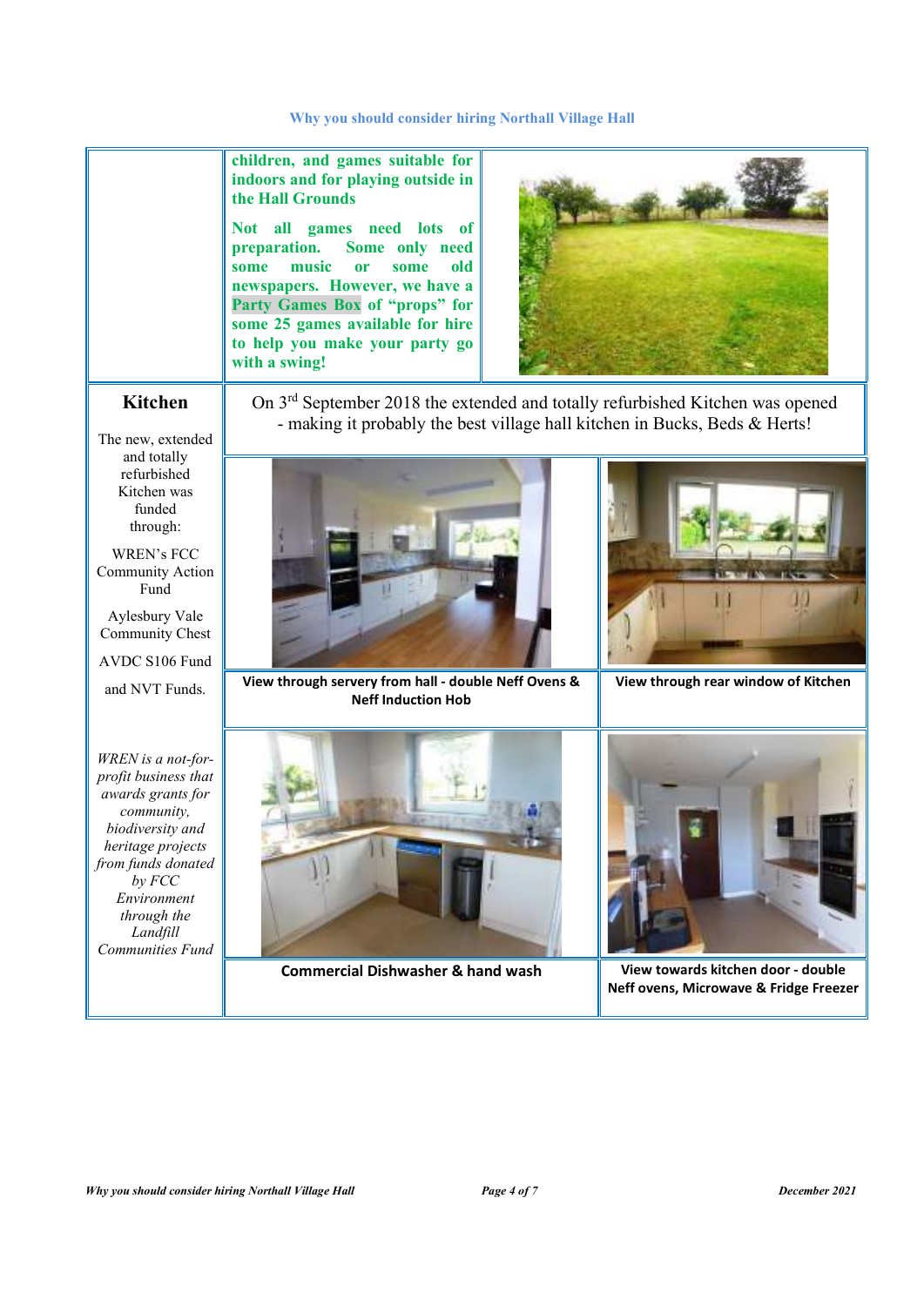children, and games suitable for indoors and for playing outside in the Hall Grounds

Not all games need lots of preparation. Some only need some music or some old newspapers. However, we have a Party Games Box of "props" for some 25 games available for hire to help you make your party go with a swing!

## Kitchen

The new, extended and totally refurbished Kitchen was funded through:

WREN's FCC Community Action Fund

Aylesbury Vale Community Chest

AVDC S106 Fund

and NVT Funds.

*WREN is a not-for-profit business that awards grants for community, biodiversity and heritage projects from funds donated by FCC Environment through the Landfill Communities Fund*

On 3rd September 2018 the extended and totally refurbished Kitchen was opened - making it probably the best village hall kitchen in Bucks, Beds & Herts!

**View through servery from hall - double Neff Ovens & Neff Induction Hob**

**View through rear window of Kitchen**

**Commercial Dishwasher & hand wash**

**View towards kitchen door - double Neff ovens, Microwave & Fridge Freezer**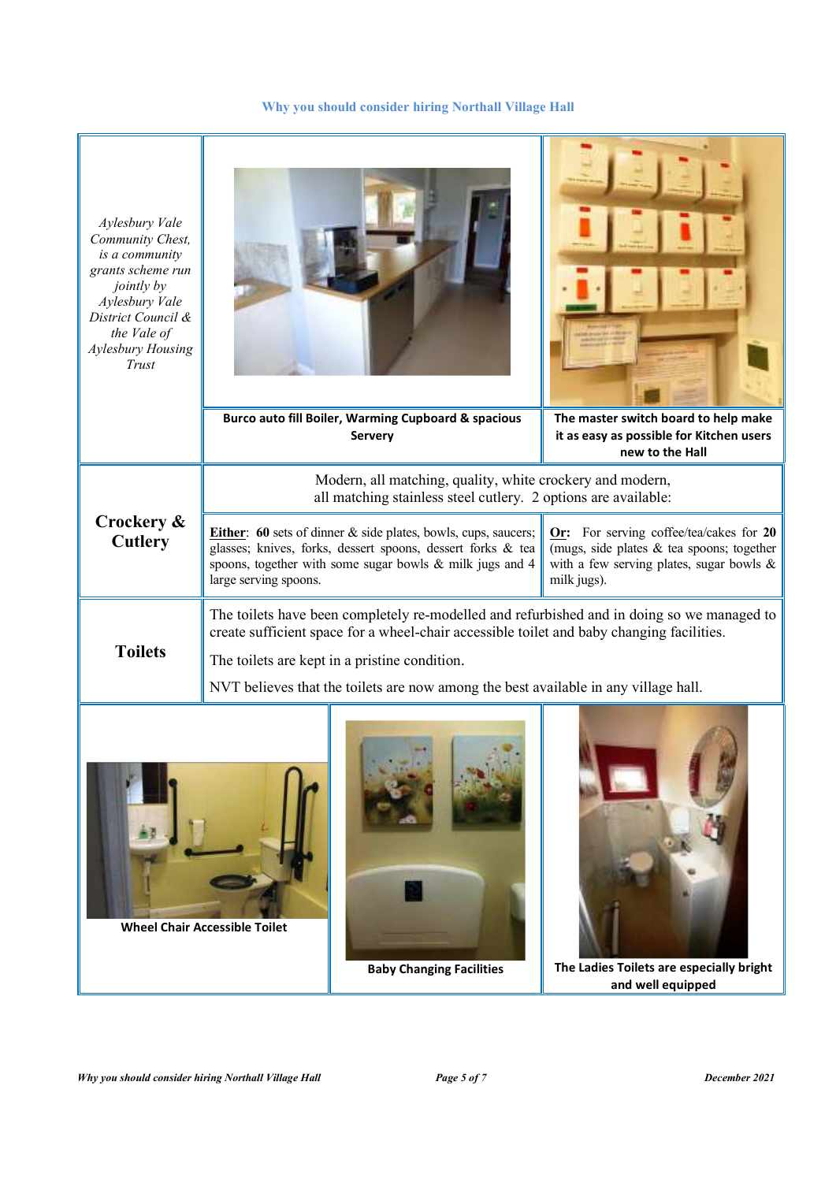## Why you should consider hiring Northall Village Hall

| | | |
|---|---|---|
| *Aylesbury Vale Community Chest, is a community grants scheme run jointly by Aylesbury Vale District Council & the Vale of Aylesbury Housing Trust* | **Burco auto fill Boiler, Warming Cupboard & spacious Servery** | **The master switch board to help make it as easy as possible for Kitchen users new to the Hall** |
| **Crockery & Cutlery** | Modern, all matching, quality, white crockery and modern, all matching stainless steel cutlery. 2 options are available: | |
| | **Either**: **60** sets of dinner & side plates, bowls, cups, saucers; glasses; knives, forks, dessert spoons, dessert forks & tea spoons, together with some sugar bowls & milk jugs and 4 large serving spoons. | **Or:** For serving coffee/tea/cakes for **20** (mugs, side plates & tea spoons; together with a few serving plates, sugar bowls & milk jugs). |
| **Toilets** | The toilets have been completely re-modelled and refurbished and in doing so we managed to create sufficient space for a wheel-chair accessible toilet and baby changing facilities. The toilets are kept in a pristine condition. NVT believes that the toilets are now among the best available in any village hall. | |
| **Wheel Chair Accessible Toilet** | **Baby Changing Facilities** | **The Ladies Toilets are especially bright and well equipped** |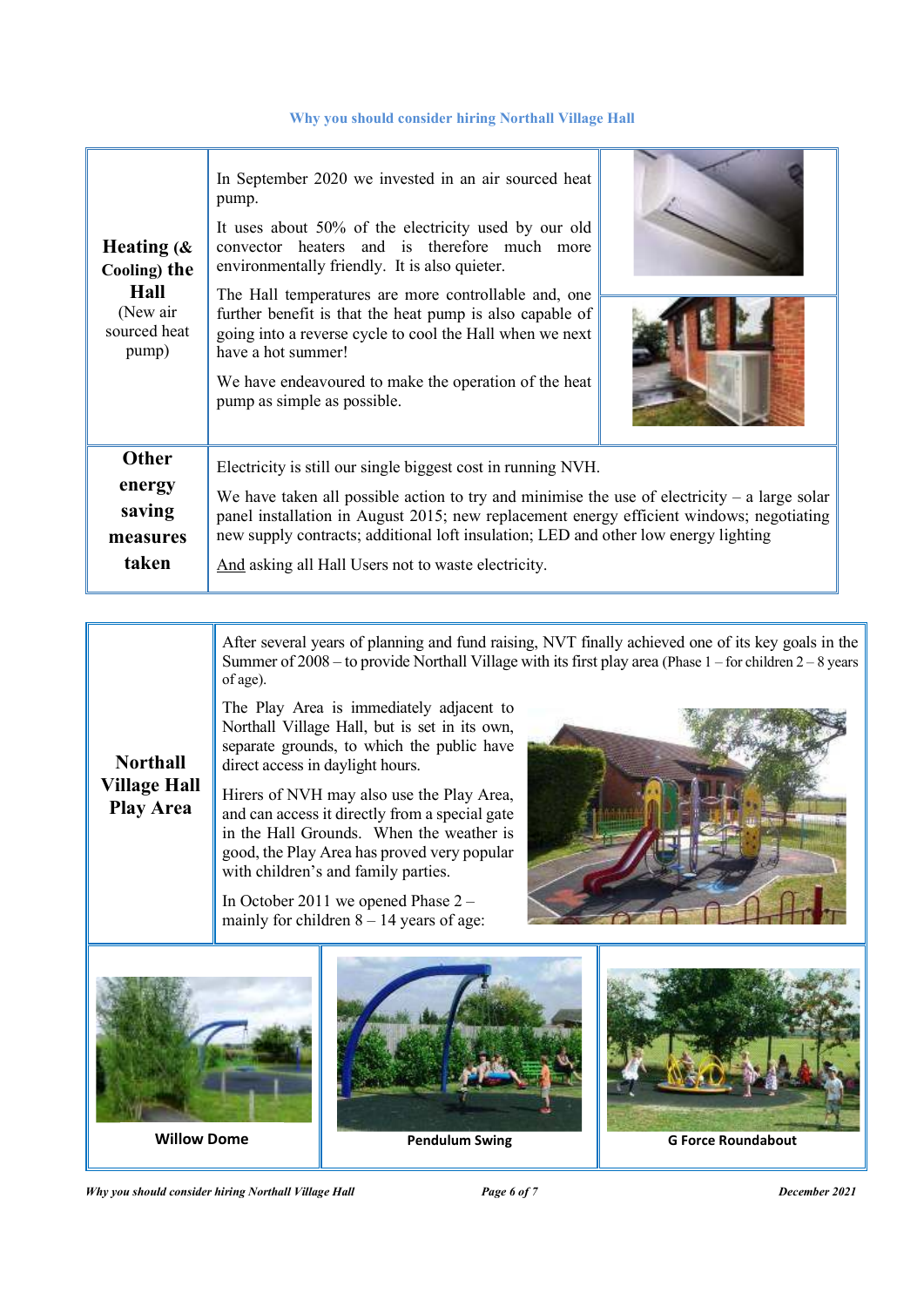**Why you should consider hiring Northall Village Hall**

| | |
|---|---|
| **Heating (& Cooling) the Hall** (New air sourced heat pump) | In September 2020 we invested in an air sourced heat pump.<br><br>It uses about 50% of the electricity used by our old convector heaters and is therefore much more environmentally friendly. It is also quieter.<br><br>The Hall temperatures are more controllable and, one further benefit is that the heat pump is also capable of going into a reverse cycle to cool the Hall when we next have a hot summer!<br><br>We have endeavoured to make the operation of the heat pump as simple as possible. |
| **Other energy saving measures taken** | Electricity is still our single biggest cost in running NVH.<br><br>We have taken all possible action to try and minimise the use of electricity – a large solar panel installation in August 2015; new replacement energy efficient windows; negotiating new supply contracts; additional loft insulation; LED and other low energy lighting<br><br>And asking all Hall Users not to waste electricity. |

| | |
|---|---|
| **Northall Village Hall Play Area** | After several years of planning and fund raising, NVT finally achieved one of its key goals in the Summer of 2008 – to provide Northall Village with its first play area (Phase 1 – for children 2 – 8 years of age).<br><br>The Play Area is immediately adjacent to Northall Village Hall, but is set in its own, separate grounds, to which the public have direct access in daylight hours.<br><br>Hirers of NVH may also use the Play Area, and can access it directly from a special gate in the Hall Grounds. When the weather is good, the Play Area has proved very popular with children's and family parties.<br><br>In October 2011 we opened Phase 2 – mainly for children 8 – 14 years of age: |

| Willow Dome | Pendulum Swing | G Force Roundabout |
|---|---|---|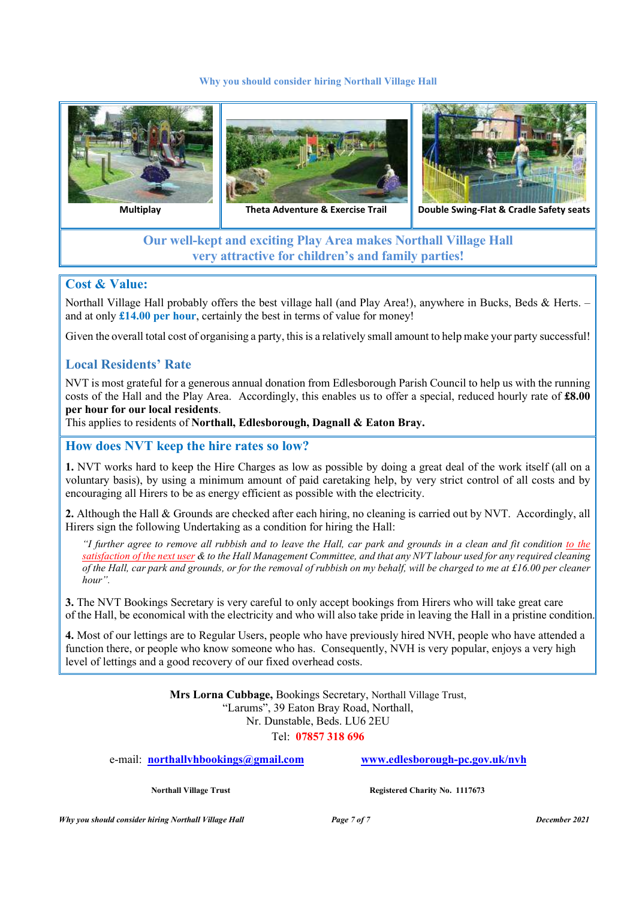Why you should consider hiring Northall Village Hall

| Multiplay | Theta Adventure & Exercise Trail | Double Swing-Flat & Cradle Safety seats |
|---|---|---|

**Our well-kept and exciting Play Area makes Northall Village Hall very attractive for children's and family parties!**

## Cost & Value:

Northall Village Hall probably offers the best village hall (and Play Area!), anywhere in Bucks, Beds & Herts. – and at only **£14.00 per hour**, certainly the best in terms of value for money!

Given the overall total cost of organising a party, this is a relatively small amount to help make your party successful!

## Local Residents' Rate

NVT is most grateful for a generous annual donation from Edlesborough Parish Council to help us with the running costs of the Hall and the Play Area. Accordingly, this enables us to offer a special, reduced hourly rate of **£8.00 per hour for our local residents**.
This applies to residents of **Northall, Edlesborough, Dagnall & Eaton Bray.**

## How does NVT keep the hire rates so low?

**1.** NVT works hard to keep the Hire Charges as low as possible by doing a great deal of the work itself (all on a voluntary basis), by using a minimum amount of paid caretaking help, by very strict control of all costs and by encouraging all Hirers to be as energy efficient as possible with the electricity.

**2.** Although the Hall & Grounds are checked after each hiring, no cleaning is carried out by NVT. Accordingly, all Hirers sign the following Undertaking as a condition for hiring the Hall:

> *"I further agree to remove all rubbish and to leave the Hall, car park and grounds in a clean and fit condition to the satisfaction of the next user & to the Hall Management Committee, and that any NVT labour used for any required cleaning of the Hall, car park and grounds, or for the removal of rubbish on my behalf, will be charged to me at £16.00 per cleaner hour".*

**3.** The NVT Bookings Secretary is very careful to only accept bookings from Hirers who will take great care of the Hall, be economical with the electricity and who will also take pride in leaving the Hall in a pristine condition.

**4.** Most of our lettings are to Regular Users, people who have previously hired NVH, people who have attended a function there, or people who know someone who has. Consequently, NVH is very popular, enjoys a very high level of lettings and a good recovery of our fixed overhead costs.

**Mrs Lorna Cubbage,** Bookings Secretary, Northall Village Trust,
"Larums", 39 Eaton Bray Road, Northall,
Nr. Dunstable, Beds. LU6 2EU
Tel: 07857 318 696

e-mail: **northallvhbookings@gmail.com** **www.edlesborough-pc.gov.uk/nvh**

**Northall Village Trust** **Registered Charity No. 1117673**